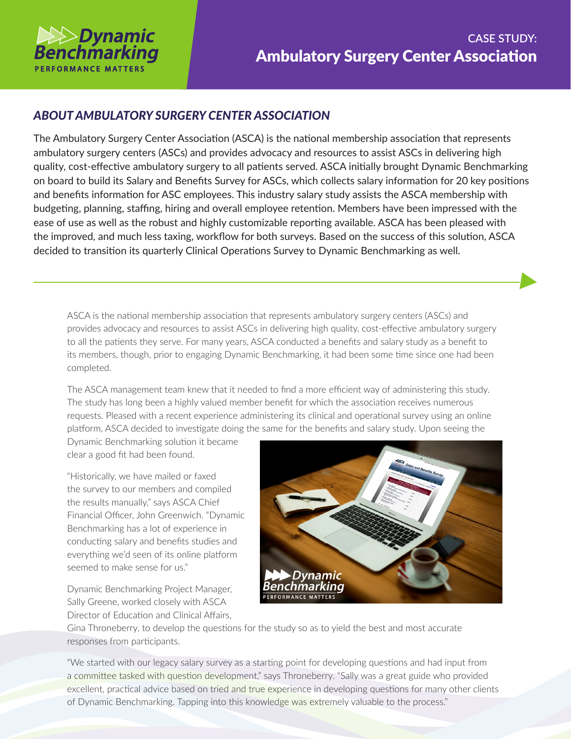Dynamic Benchmarking
PERFORMANCE MATTERS

# CASE STUDY: Ambulatory Surgery Center Association

## *ABOUT AMBULATORY SURGERY CENTER ASSOCIATION*

The Ambulatory Surgery Center Association (ASCA) is the national membership association that represents ambulatory surgery centers (ASCs) and provides advocacy and resources to assist ASCs in delivering high quality, cost-effective ambulatory surgery to all patients served. ASCA initially brought Dynamic Benchmarking on board to build its Salary and Benefits Survey for ASCs, which collects salary information for 20 key positions and benefits information for ASC employees. This industry salary study assists the ASCA membership with budgeting, planning, staffing, hiring and overall employee retention. Members have been impressed with the ease of use as well as the robust and highly customizable reporting available. ASCA has been pleased with the improved, and much less taxing, workflow for both surveys. Based on the success of this solution, ASCA decided to transition its quarterly Clinical Operations Survey to Dynamic Benchmarking as well.

ASCA is the national membership association that represents ambulatory surgery centers (ASCs) and provides advocacy and resources to assist ASCs in delivering high quality, cost-effective ambulatory surgery to all the patients they serve. For many years, ASCA conducted a benefits and salary study as a benefit to its members, though, prior to engaging Dynamic Benchmarking, it had been some time since one had been completed.

The ASCA management team knew that it needed to find a more efficient way of administering this study. The study has long been a highly valued member benefit for which the association receives numerous requests. Pleased with a recent experience administering its clinical and operational survey using an online platform, ASCA decided to investigate doing the same for the benefits and salary study. Upon seeing the Dynamic Benchmarking solution it became clear a good fit had been found.

"Historically, we have mailed or faxed the survey to our members and compiled the results manually," says ASCA Chief Financial Officer, John Greenwich. "Dynamic Benchmarking has a lot of experience in conducting salary and benefits studies and everything we'd seen of its online platform seemed to make sense for us."

Dynamic Benchmarking Project Manager, Sally Greene, worked closely with ASCA Director of Education and Clinical Affairs, Gina Throneberry, to develop the questions for the study so as to yield the best and most accurate responses from participants.

"We started with our legacy salary survey as a starting point for developing questions and had input from a committee tasked with question development," says Throneberry. "Sally was a great guide who provided excellent, practical advice based on tried and true experience in developing questions for many other clients of Dynamic Benchmarking. Tapping into this knowledge was extremely valuable to the process."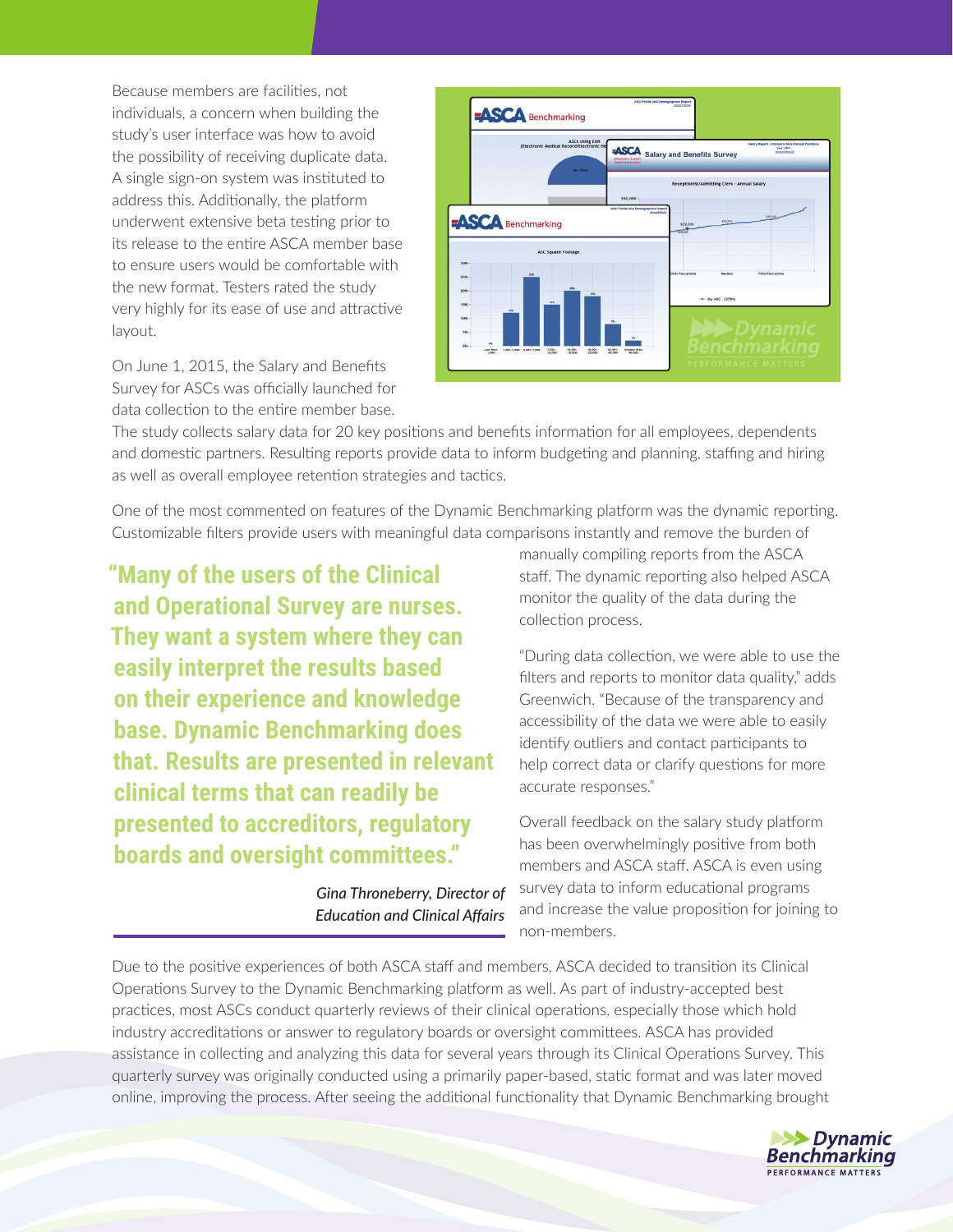Because members are facilities, not individuals, a concern when building the study's user interface was how to avoid the possibility of receiving duplicate data. A single sign-on system was instituted to address this. Additionally, the platform underwent extensive beta testing prior to its release to the entire ASCA member base to ensure users would be comfortable with the new format. Testers rated the study very highly for its ease of use and attractive layout.

On June 1, 2015, the Salary and Benefits Survey for ASCs was officially launched for data collection to the entire member base. The study collects salary data for 20 key positions and benefits information for all employees, dependents and domestic partners. Resulting reports provide data to inform budgeting and planning, staffing and hiring as well as overall employee retention strategies and tactics.

One of the most commented on features of the Dynamic Benchmarking platform was the dynamic reporting. Customizable filters provide users with meaningful data comparisons instantly and remove the burden of manually compiling reports from the ASCA staff. The dynamic reporting also helped ASCA monitor the quality of the data during the collection process.

> **"Many of the users of the Clinical and Operational Survey are nurses. They want a system where they can easily interpret the results based on their experience and knowledge base. Dynamic Benchmarking does that. Results are presented in relevant clinical terms that can readily be presented to accreditors, regulatory boards and oversight committees."**
>
> *Gina Throneberry, Director of Education and Clinical Affairs*

"During data collection, we were able to use the filters and reports to monitor data quality," adds Greenwich. "Because of the transparency and accessibility of the data we were able to easily identify outliers and contact participants to help correct data or clarify questions for more accurate responses."

Overall feedback on the salary study platform has been overwhelmingly positive from both members and ASCA staff. ASCA is even using survey data to inform educational programs and increase the value proposition for joining to non-members.

Due to the positive experiences of both ASCA staff and members, ASCA decided to transition its Clinical Operations Survey to the Dynamic Benchmarking platform as well. As part of industry-accepted best practices, most ASCs conduct quarterly reviews of their clinical operations, especially those which hold industry accreditations or answer to regulatory boards or oversight committees. ASCA has provided assistance in collecting and analyzing this data for several years through its Clinical Operations Survey. This quarterly survey was originally conducted using a primarily paper-based, static format and was later moved online, improving the process. After seeing the additional functionality that Dynamic Benchmarking brought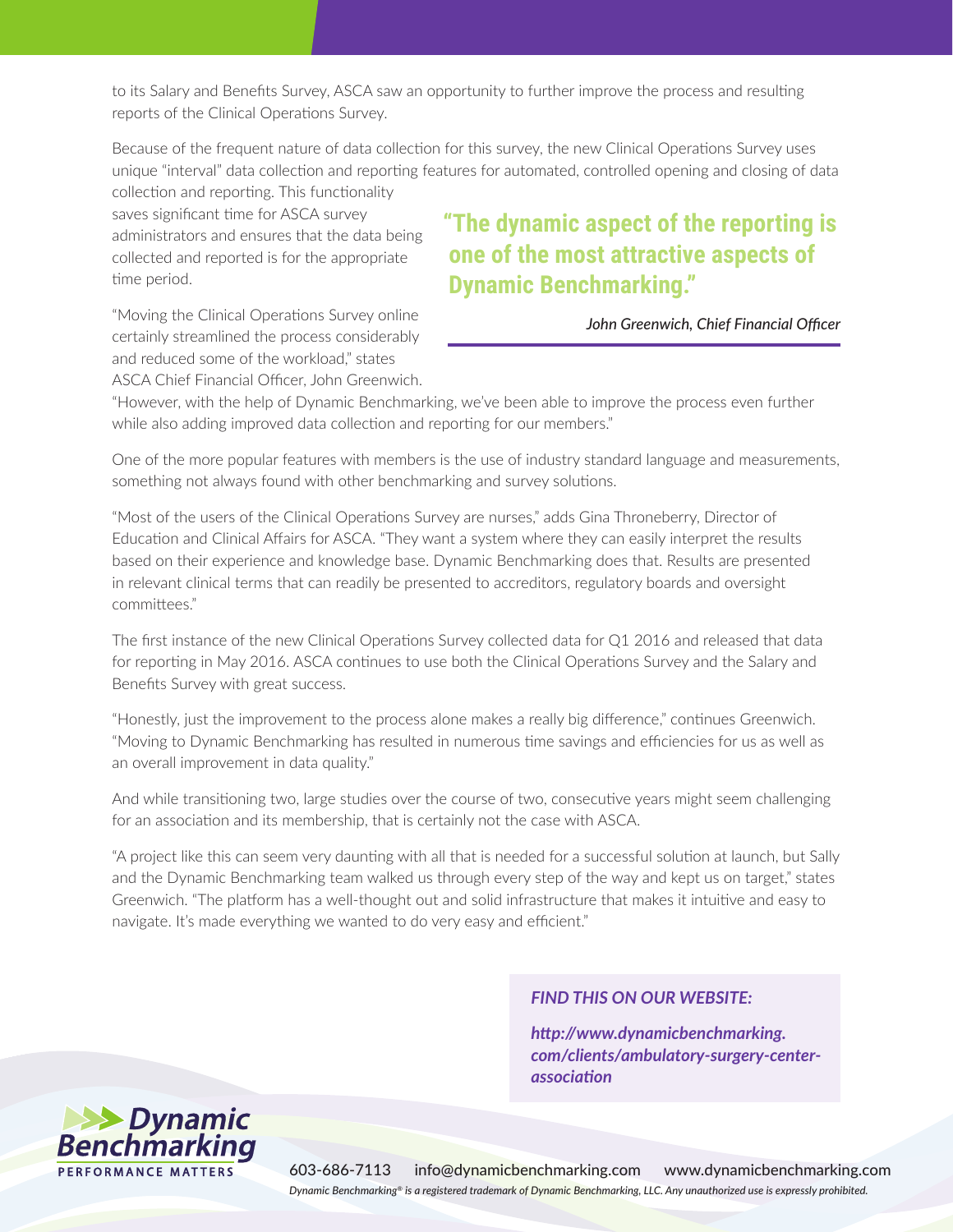to its Salary and Benefits Survey, ASCA saw an opportunity to further improve the process and resulting reports of the Clinical Operations Survey.

Because of the frequent nature of data collection for this survey, the new Clinical Operations Survey uses unique "interval" data collection and reporting features for automated, controlled opening and closing of data collection and reporting. This functionality saves significant time for ASCA survey administrators and ensures that the data being collected and reported is for the appropriate time period.

> **"The dynamic aspect of the reporting is one of the most attractive aspects of Dynamic Benchmarking."**
>
> *John Greenwich, Chief Financial Officer*

"Moving the Clinical Operations Survey online certainly streamlined the process considerably and reduced some of the workload," states ASCA Chief Financial Officer, John Greenwich. "However, with the help of Dynamic Benchmarking, we've been able to improve the process even further while also adding improved data collection and reporting for our members."

One of the more popular features with members is the use of industry standard language and measurements, something not always found with other benchmarking and survey solutions.

"Most of the users of the Clinical Operations Survey are nurses," adds Gina Throneberry, Director of Education and Clinical Affairs for ASCA. "They want a system where they can easily interpret the results based on their experience and knowledge base. Dynamic Benchmarking does that. Results are presented in relevant clinical terms that can readily be presented to accreditors, regulatory boards and oversight committees."

The first instance of the new Clinical Operations Survey collected data for Q1 2016 and released that data for reporting in May 2016. ASCA continues to use both the Clinical Operations Survey and the Salary and Benefits Survey with great success.

"Honestly, just the improvement to the process alone makes a really big difference," continues Greenwich. "Moving to Dynamic Benchmarking has resulted in numerous time savings and efficiencies for us as well as an overall improvement in data quality."

And while transitioning two, large studies over the course of two, consecutive years might seem challenging for an association and its membership, that is certainly not the case with ASCA.

"A project like this can seem very daunting with all that is needed for a successful solution at launch, but Sally and the Dynamic Benchmarking team walked us through every step of the way and kept us on target," states Greenwich. "The platform has a well-thought out and solid infrastructure that makes it intuitive and easy to navigate. It's made everything we wanted to do very easy and efficient."

***FIND THIS ON OUR WEBSITE:***

***http://www.dynamicbenchmarking.com/clients/ambulatory-surgery-center-association***

Dynamic Benchmarking
PERFORMANCE MATTERS

603-686-7113 info@dynamicbenchmarking.com www.dynamicbenchmarking.com

*Dynamic Benchmarking® is a registered trademark of Dynamic Benchmarking, LLC. Any unauthorized use is expressly prohibited.*